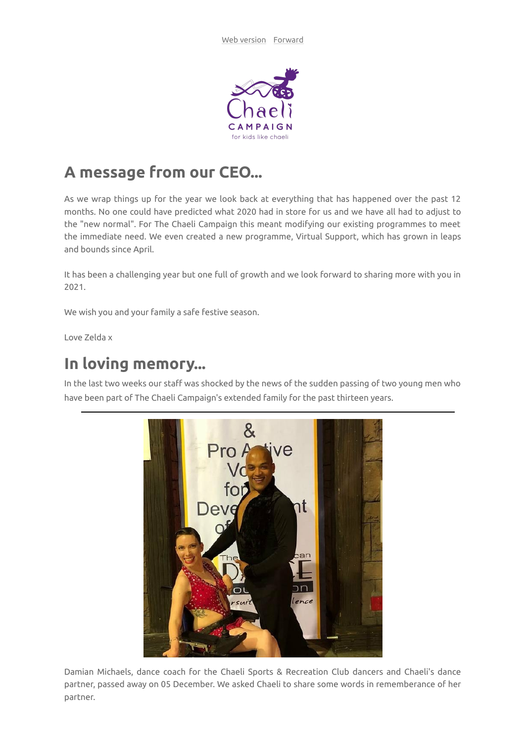Web version Forward

# A message from our CEO...

As we wrap things up for the year we look back at everything that has happened over the past 12 months. No one could have predicted what 2020 had in store for us and we have all had to adjust to the "new normal". For The Chaeli Campaign this meant modifying our existing programmes to meet the immediate need. We even created a new programme, Virtual Support, which has grown in leaps and bounds since April.

It has been a challenging year but one full of growth and we look forward to sharing more with you in 2021.

We wish you and your family a safe festive season.

Love Zelda x

# In loving memory...

In the last two weeks our staff was shocked by the news of the sudden passing of two young men who have been part of The Chaeli Campaign's extended family for the past thirteen years.

---

Damian Michaels, dance coach for the Chaeli Sports & Recreation Club dancers and Chaeli's dance partner, passed away on 05 December. We asked Chaeli to share some words in rememberance of her partner.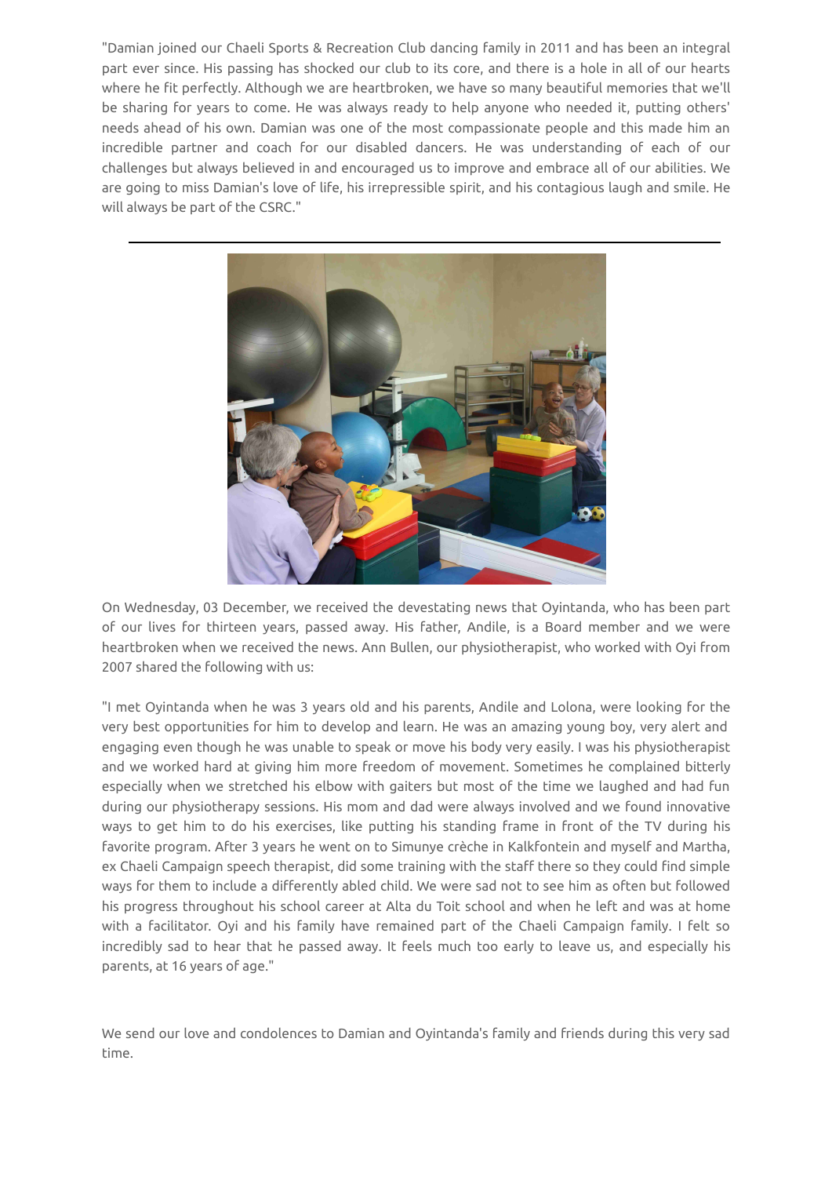"Damian joined our Chaeli Sports & Recreation Club dancing family in 2011 and has been an integral part ever since. His passing has shocked our club to its core, and there is a hole in all of our hearts where he fit perfectly. Although we are heartbroken, we have so many beautiful memories that we'll be sharing for years to come. He was always ready to help anyone who needed it, putting others' needs ahead of his own. Damian was one of the most compassionate people and this made him an incredible partner and coach for our disabled dancers. He was understanding of each of our challenges but always believed in and encouraged us to improve and embrace all of our abilities. We are going to miss Damian's love of life, his irrepressible spirit, and his contagious laugh and smile. He will always be part of the CSRC."

---

On Wednesday, 03 December, we received the devestating news that Oyintanda, who has been part of our lives for thirteen years, passed away. His father, Andile, is a Board member and we were heartbroken when we received the news. Ann Bullen, our physiotherapist, who worked with Oyi from 2007 shared the following with us:

"I met Oyintanda when he was 3 years old and his parents, Andile and Lolona, were looking for the very best opportunities for him to develop and learn. He was an amazing young boy, very alert and engaging even though he was unable to speak or move his body very easily. I was his physiotherapist and we worked hard at giving him more freedom of movement. Sometimes he complained bitterly especially when we stretched his elbow with gaiters but most of the time we laughed and had fun during our physiotherapy sessions. His mom and dad were always involved and we found innovative ways to get him to do his exercises, like putting his standing frame in front of the TV during his favorite program. After 3 years he went on to Simunye crèche in Kalkfontein and myself and Martha, ex Chaeli Campaign speech therapist, did some training with the staff there so they could find simple ways for them to include a differently abled child. We were sad not to see him as often but followed his progress throughout his school career at Alta du Toit school and when he left and was at home with a facilitator. Oyi and his family have remained part of the Chaeli Campaign family. I felt so incredibly sad to hear that he passed away. It feels much too early to leave us, and especially his parents, at 16 years of age."

We send our love and condolences to Damian and Oyintanda's family and friends during this very sad time.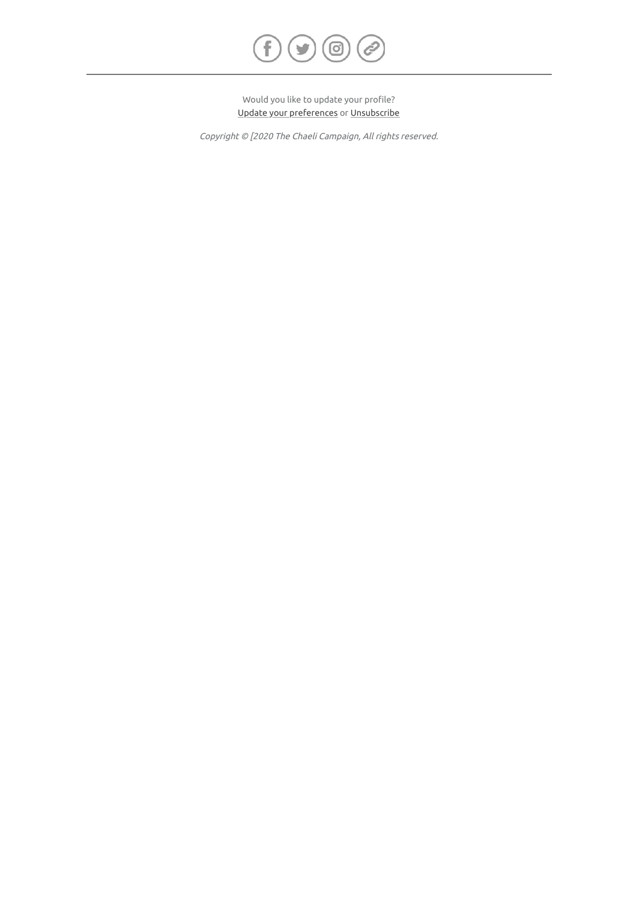---

Would you like to update your profile?
Update your preferences or Unsubscribe

*Copyright © [2020 The Chaeli Campaign, All rights reserved.*